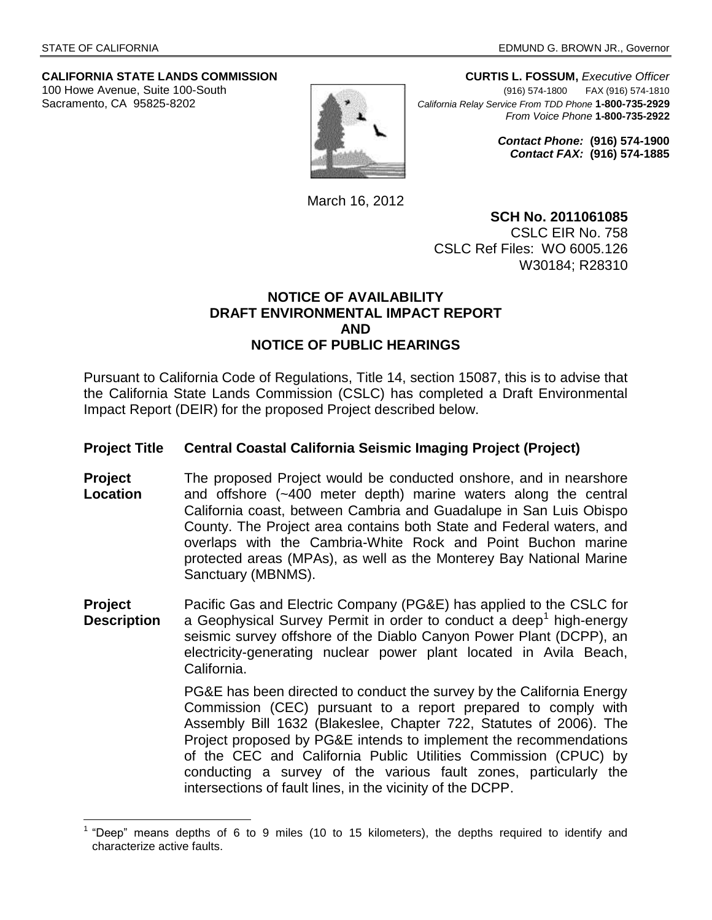STATE OF CALIFORNIA EDMUND G. BROWN JR., Governor

**CALIFORNIA STATE LANDS COMMISSION**
100 Howe Avenue, Suite 100-South
Sacramento, CA 95825-8202

**CURTIS L. FOSSUM,** *Executive Officer*
(916) 574-1800 FAX (916) 574-1810
*California Relay Service From TDD Phone* **1-800-735-2929**
*From Voice Phone* **1-800-735-2922**

***Contact Phone:*** **(916) 574-1900**
***Contact FAX:*** **(916) 574-1885**

March 16, 2012

**SCH No. 2011061085**
CSLC EIR No. 758
CSLC Ref Files: WO 6005.126
W30184; R28310

## NOTICE OF AVAILABILITY DRAFT ENVIRONMENTAL IMPACT REPORT AND NOTICE OF PUBLIC HEARINGS

Pursuant to California Code of Regulations, Title 14, section 15087, this is to advise that the California State Lands Commission (CSLC) has completed a Draft Environmental Impact Report (DEIR) for the proposed Project described below.

**Project Title** **Central Coastal California Seismic Imaging Project (Project)**

**Project Location** The proposed Project would be conducted onshore, and in nearshore and offshore (~400 meter depth) marine waters along the central California coast, between Cambria and Guadalupe in San Luis Obispo County. The Project area contains both State and Federal waters, and overlaps with the Cambria-White Rock and Point Buchon marine protected areas (MPAs), as well as the Monterey Bay National Marine Sanctuary (MBNMS).

**Project Description** Pacific Gas and Electric Company (PG&E) has applied to the CSLC for a Geophysical Survey Permit in order to conduct a deep[1] high-energy seismic survey offshore of the Diablo Canyon Power Plant (DCPP), an electricity-generating nuclear power plant located in Avila Beach, California.

PG&E has been directed to conduct the survey by the California Energy Commission (CEC) pursuant to a report prepared to comply with Assembly Bill 1632 (Blakeslee, Chapter 722, Statutes of 2006). The Project proposed by PG&E intends to implement the recommendations of the CEC and California Public Utilities Commission (CPUC) by conducting a survey of the various fault zones, particularly the intersections of fault lines, in the vicinity of the DCPP.

[1] "Deep" means depths of 6 to 9 miles (10 to 15 kilometers), the depths required to identify and characterize active faults.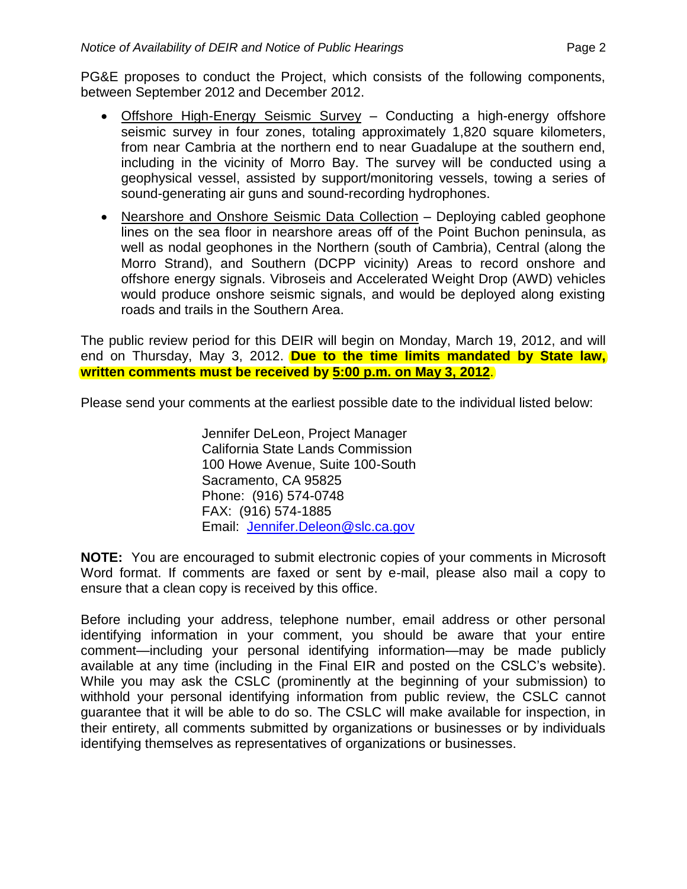PG&E proposes to conduct the Project, which consists of the following components, between September 2012 and December 2012.

- Offshore High-Energy Seismic Survey – Conducting a high-energy offshore seismic survey in four zones, totaling approximately 1,820 square kilometers, from near Cambria at the northern end to near Guadalupe at the southern end, including in the vicinity of Morro Bay. The survey will be conducted using a geophysical vessel, assisted by support/monitoring vessels, towing a series of sound-generating air guns and sound-recording hydrophones.
- Nearshore and Onshore Seismic Data Collection – Deploying cabled geophone lines on the sea floor in nearshore areas off of the Point Buchon peninsula, as well as nodal geophones in the Northern (south of Cambria), Central (along the Morro Strand), and Southern (DCPP vicinity) Areas to record onshore and offshore energy signals. Vibroseis and Accelerated Weight Drop (AWD) vehicles would produce onshore seismic signals, and would be deployed along existing roads and trails in the Southern Area.

The public review period for this DEIR will begin on Monday, March 19, 2012, and will end on Thursday, May 3, 2012. **Due to the time limits mandated by State law, written comments must be received by 5:00 p.m. on May 3, 2012**.

Please send your comments at the earliest possible date to the individual listed below:

Jennifer DeLeon, Project Manager
California State Lands Commission
100 Howe Avenue, Suite 100-South
Sacramento, CA 95825
Phone: (916) 574-0748
FAX: (916) 574-1885
Email: Jennifer.Deleon@slc.ca.gov

**NOTE:** You are encouraged to submit electronic copies of your comments in Microsoft Word format. If comments are faxed or sent by e-mail, please also mail a copy to ensure that a clean copy is received by this office.

Before including your address, telephone number, email address or other personal identifying information in your comment, you should be aware that your entire comment—including your personal identifying information—may be made publicly available at any time (including in the Final EIR and posted on the CSLC's website). While you may ask the CSLC (prominently at the beginning of your submission) to withhold your personal identifying information from public review, the CSLC cannot guarantee that it will be able to do so. The CSLC will make available for inspection, in their entirety, all comments submitted by organizations or businesses or by individuals identifying themselves as representatives of organizations or businesses.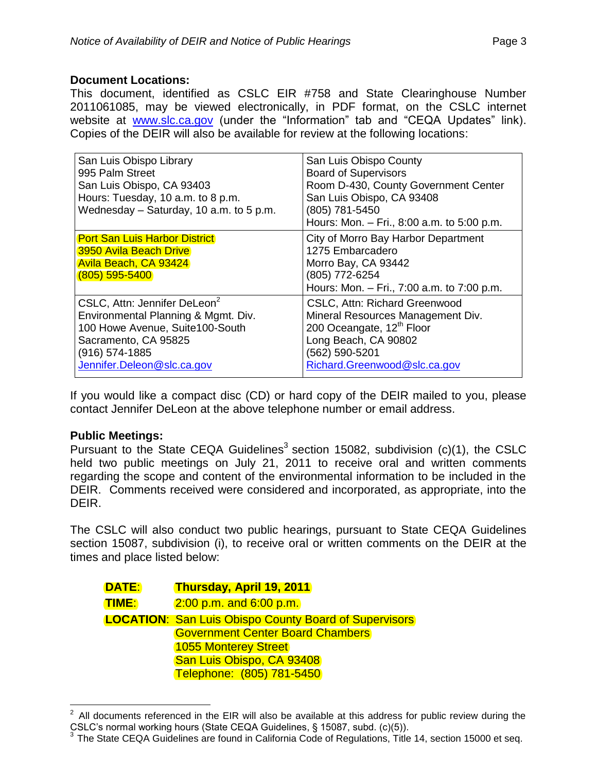**Document Locations:**

This document, identified as CSLC EIR #758 and State Clearinghouse Number 2011061085, may be viewed electronically, in PDF format, on the CSLC internet website at www.slc.ca.gov (under the "Information" tab and "CEQA Updates" link). Copies of the DEIR will also be available for review at the following locations:

| | |
|---|---|
| San Luis Obispo Library<br>995 Palm Street<br>San Luis Obispo, CA 93403<br>Hours: Tuesday, 10 a.m. to 8 p.m.<br>Wednesday – Saturday, 10 a.m. to 5 p.m. | San Luis Obispo County<br>Board of Supervisors<br>Room D-430, County Government Center<br>San Luis Obispo, CA 93408<br>(805) 781-5450<br>Hours: Mon. – Fri., 8:00 a.m. to 5:00 p.m. |
| Port San Luis Harbor District<br>3950 Avila Beach Drive<br>Avila Beach, CA 93424<br>(805) 595-5400 | City of Morro Bay Harbor Department<br>1275 Embarcadero<br>Morro Bay, CA 93442<br>(805) 772-6254<br>Hours: Mon. – Fri., 7:00 a.m. to 7:00 p.m. |
| CSLC, Attn: Jennifer DeLeon[2]<br>Environmental Planning & Mgmt. Div.<br>100 Howe Avenue, Suite100-South<br>Sacramento, CA 95825<br>(916) 574-1885<br>Jennifer.Deleon@slc.ca.gov | CSLC, Attn: Richard Greenwood<br>Mineral Resources Management Div.<br>200 Oceangate, 12th Floor<br>Long Beach, CA 90802<br>(562) 590-5201<br>Richard.Greenwood@slc.ca.gov |

If you would like a compact disc (CD) or hard copy of the DEIR mailed to you, please contact Jennifer DeLeon at the above telephone number or email address.

**Public Meetings:**

Pursuant to the State CEQA Guidelines[3] section 15082, subdivision (c)(1), the CSLC held two public meetings on July 21, 2011 to receive oral and written comments regarding the scope and content of the environmental information to be included in the DEIR. Comments received were considered and incorporated, as appropriate, into the DEIR.

The CSLC will also conduct two public hearings, pursuant to State CEQA Guidelines section 15087, subdivision (i), to receive oral or written comments on the DEIR at the times and place listed below:

**DATE**: **Thursday, April 19, 2011**

**TIME**: 2:00 p.m. and 6:00 p.m.

**LOCATION**: San Luis Obispo County Board of Supervisors
Government Center Board Chambers
1055 Monterey Street
San Luis Obispo, CA 93408
Telephone: (805) 781-5450

---

[2] All documents referenced in the EIR will also be available at this address for public review during the CSLC's normal working hours (State CEQA Guidelines, § 15087, subd. (c)(5)).

[3] The State CEQA Guidelines are found in California Code of Regulations, Title 14, section 15000 et seq.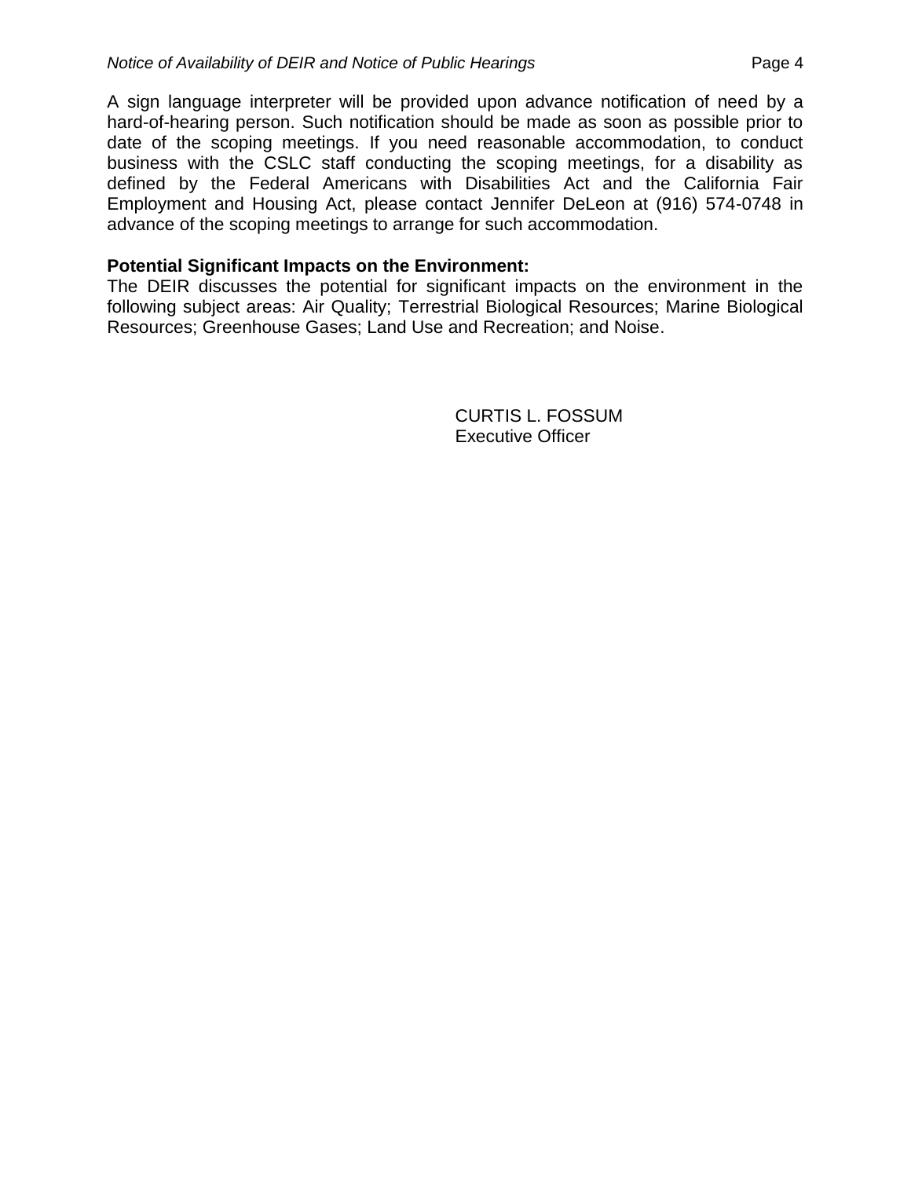A sign language interpreter will be provided upon advance notification of need by a hard-of-hearing person. Such notification should be made as soon as possible prior to date of the scoping meetings. If you need reasonable accommodation, to conduct business with the CSLC staff conducting the scoping meetings, for a disability as defined by the Federal Americans with Disabilities Act and the California Fair Employment and Housing Act, please contact Jennifer DeLeon at (916) 574-0748 in advance of the scoping meetings to arrange for such accommodation.

**Potential Significant Impacts on the Environment:**
The DEIR discusses the potential for significant impacts on the environment in the following subject areas: Air Quality; Terrestrial Biological Resources; Marine Biological Resources; Greenhouse Gases; Land Use and Recreation; and Noise.

CURTIS L. FOSSUM
Executive Officer